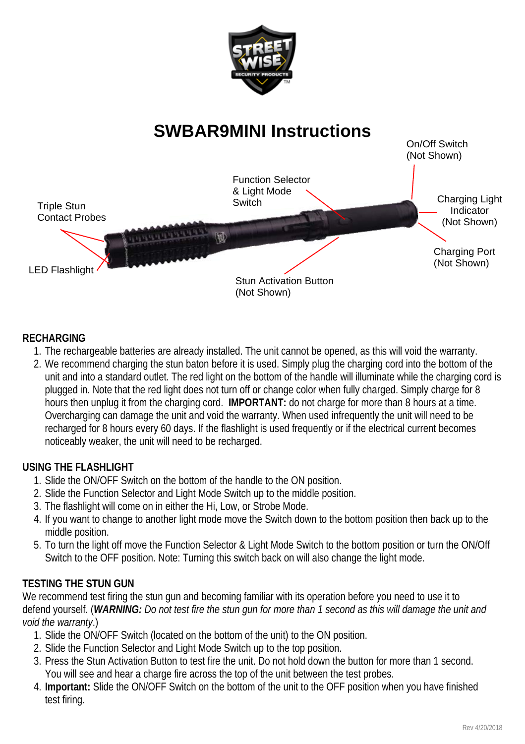# SWBAR9MINI Instructions

On/Off Switch (Not Shown)

Function Selector & Light Mode Switch

Triple Stun Contact Probes

Charging Light Indicator (Not Shown)

Charging Port (Not Shown)

LED Flashlight

Stun Activation Button (Not Shown)

## RECHARGING

1. The rechargeable batteries are already installed. The unit cannot be opened, as this will void the warranty.
2. We recommend charging the stun baton before it is used. Simply plug the charging cord into the bottom of the unit and into a standard outlet. The red light on the bottom of the handle will illuminate while the charging cord is plugged in. Note that the red light does not turn off or change color when fully charged. Simply charge for 8 hours then unplug it from the charging cord. **IMPORTANT:** do not charge for more than 8 hours at a time. Overcharging can damage the unit and void the warranty. When used infrequently the unit will need to be recharged for 8 hours every 60 days. If the flashlight is used frequently or if the electrical current becomes noticeably weaker, the unit will need to be recharged.

## USING THE FLASHLIGHT

1. Slide the ON/OFF Switch on the bottom of the handle to the ON position.
2. Slide the Function Selector and Light Mode Switch up to the middle position.
3. The flashlight will come on in either the Hi, Low, or Strobe Mode.
4. If you want to change to another light mode move the Switch down to the bottom position then back up to the middle position.
5. To turn the light off move the Function Selector & Light Mode Switch to the bottom position or turn the ON/Off Switch to the OFF position. Note: Turning this switch back on will also change the light mode.

## TESTING THE STUN GUN

We recommend test firing the stun gun and becoming familiar with its operation before you need to use it to defend yourself. (***WARNING:*** *Do not test fire the stun gun for more than 1 second as this will damage the unit and void the warranty*.)

1. Slide the ON/OFF Switch (located on the bottom of the unit) to the ON position.
2. Slide the Function Selector and Light Mode Switch up to the top position.
3. Press the Stun Activation Button to test fire the unit. Do not hold down the button for more than 1 second. You will see and hear a charge fire across the top of the unit between the test probes.
4. **Important:** Slide the ON/OFF Switch on the bottom of the unit to the OFF position when you have finished test firing.

Rev 4/20/2018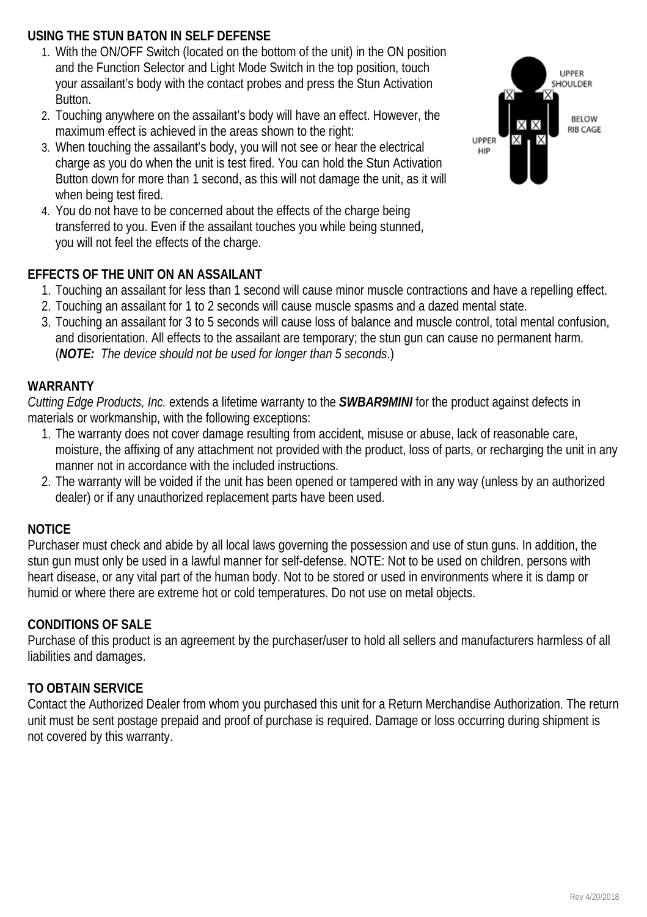**USING THE STUN BATON IN SELF DEFENSE**

1. With the ON/OFF Switch (located on the bottom of the unit) in the ON position and the Function Selector and Light Mode Switch in the top position, touch your assailant's body with the contact probes and press the Stun Activation Button.
2. Touching anywhere on the assailant's body will have an effect. However, the maximum effect is achieved in the areas shown to the right:
3. When touching the assailant's body, you will not see or hear the electrical charge as you do when the unit is test fired. You can hold the Stun Activation Button down for more than 1 second, as this will not damage the unit, as it will when being test fired.
4. You do not have to be concerned about the effects of the charge being transferred to you. Even if the assailant touches you while being stunned, you will not feel the effects of the charge.

UPPER SHOULDER

BELOW RIB CAGE

UPPER HIP

**EFFECTS OF THE UNIT ON AN ASSAILANT**

1. Touching an assailant for less than 1 second will cause minor muscle contractions and have a repelling effect.
2. Touching an assailant for 1 to 2 seconds will cause muscle spasms and a dazed mental state.
3. Touching an assailant for 3 to 5 seconds will cause loss of balance and muscle control, total mental confusion, and disorientation. All effects to the assailant are temporary; the stun gun can cause no permanent harm. (***NOTE:*** *The device should not be used for longer than 5 seconds*.)

**WARRANTY**

*Cutting Edge Products, Inc.* extends a lifetime warranty to the ***SWBAR9MINI*** for the product against defects in materials or workmanship, with the following exceptions:

1. The warranty does not cover damage resulting from accident, misuse or abuse, lack of reasonable care, moisture, the affixing of any attachment not provided with the product, loss of parts, or recharging the unit in any manner not in accordance with the included instructions.
2. The warranty will be voided if the unit has been opened or tampered with in any way (unless by an authorized dealer) or if any unauthorized replacement parts have been used.

**NOTICE**

Purchaser must check and abide by all local laws governing the possession and use of stun guns. In addition, the stun gun must only be used in a lawful manner for self-defense. NOTE: Not to be used on children, persons with heart disease, or any vital part of the human body. Not to be stored or used in environments where it is damp or humid or where there are extreme hot or cold temperatures. Do not use on metal objects.

**CONDITIONS OF SALE**

Purchase of this product is an agreement by the purchaser/user to hold all sellers and manufacturers harmless of all liabilities and damages.

**TO OBTAIN SERVICE**

Contact the Authorized Dealer from whom you purchased this unit for a Return Merchandise Authorization. The return unit must be sent postage prepaid and proof of purchase is required. Damage or loss occurring during shipment is not covered by this warranty.

Rev 4/20/2018